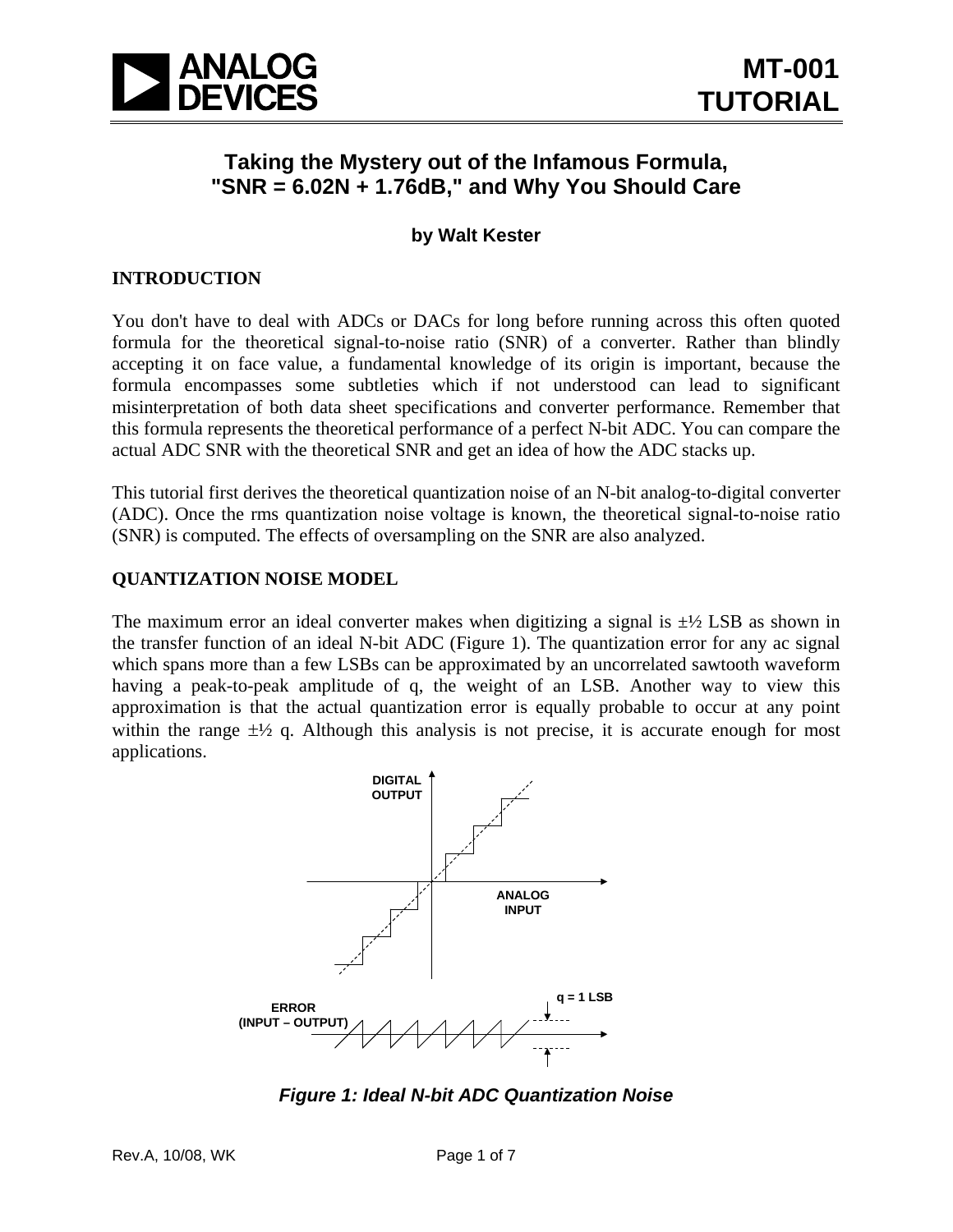MT-001
TUTORIAL

# Taking the Mystery out of the Infamous Formula, "SNR = 6.02N + 1.76dB," and Why You Should Care

**by Walt Kester**

## INTRODUCTION

You don't have to deal with ADCs or DACs for long before running across this often quoted formula for the theoretical signal-to-noise ratio (SNR) of a converter. Rather than blindly accepting it on face value, a fundamental knowledge of its origin is important, because the formula encompasses some subtleties which if not understood can lead to significant misinterpretation of both data sheet specifications and converter performance. Remember that this formula represents the theoretical performance of a perfect N-bit ADC. You can compare the actual ADC SNR with the theoretical SNR and get an idea of how the ADC stacks up.

This tutorial first derives the theoretical quantization noise of an N-bit analog-to-digital converter (ADC). Once the rms quantization noise voltage is known, the theoretical signal-to-noise ratio (SNR) is computed. The effects of oversampling on the SNR are also analyzed.

## QUANTIZATION NOISE MODEL

The maximum error an ideal converter makes when digitizing a signal is ±½ LSB as shown in the transfer function of an ideal N-bit ADC (Figure 1). The quantization error for any ac signal which spans more than a few LSBs can be approximated by an uncorrelated sawtooth waveform having a peak-to-peak amplitude of q, the weight of an LSB. Another way to view this approximation is that the actual quantization error is equally probable to occur at any point within the range ±½ q. Although this analysis is not precise, it is accurate enough for most applications.

DIGITAL OUTPUT

ANALOG INPUT

ERROR (INPUT – OUTPUT)

q = 1 LSB

*Figure 1: Ideal N-bit ADC Quantization Noise*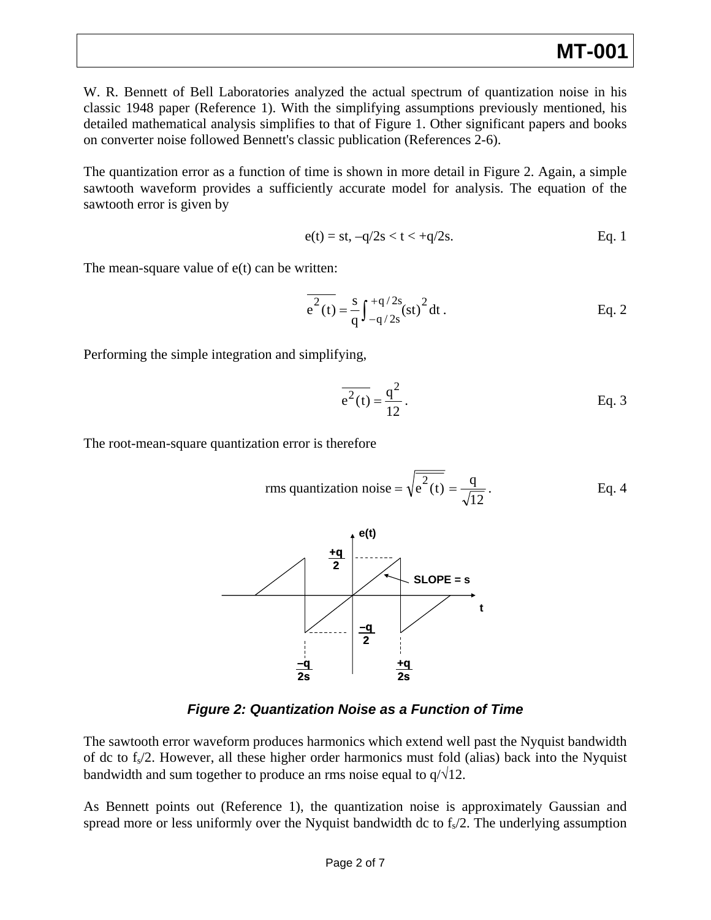W. R. Bennett of Bell Laboratories analyzed the actual spectrum of quantization noise in his classic 1948 paper (Reference 1). With the simplifying assumptions previously mentioned, his detailed mathematical analysis simplifies to that of Figure 1. Other significant papers and books on converter noise followed Bennett's classic publication (References 2-6).

The quantization error as a function of time is shown in more detail in Figure 2. Again, a simple sawtooth waveform provides a sufficiently accurate model for analysis. The equation of the sawtooth error is given by

$$e(t) = st, \; -q/2s < t < +q/2s. \qquad \text{Eq. 1}$$

The mean-square value of e(t) can be written:

$$\overline{e^2(t)} = \frac{s}{q}\int_{-q/2s}^{+q/2s} (st)^2 \, dt \,. \qquad \text{Eq. 2}$$

Performing the simple integration and simplifying,

$$\overline{e^2(t)} = \frac{q^2}{12} \,. \qquad \text{Eq. 3}$$

The root-mean-square quantization error is therefore

$$\text{rms quantization noise} = \sqrt{\overline{e^2(t)}} = \frac{q}{\sqrt{12}} \,. \qquad \text{Eq. 4}$$

*Figure 2: Quantization Noise as a Function of Time*

The sawtooth error waveform produces harmonics which extend well past the Nyquist bandwidth of dc to $f_s/2$. However, all these higher order harmonics must fold (alias) back into the Nyquist bandwidth and sum together to produce an rms noise equal to $q/\sqrt{12}$.

As Bennett points out (Reference 1), the quantization noise is approximately Gaussian and spread more or less uniformly over the Nyquist bandwidth dc to $f_s/2$. The underlying assumption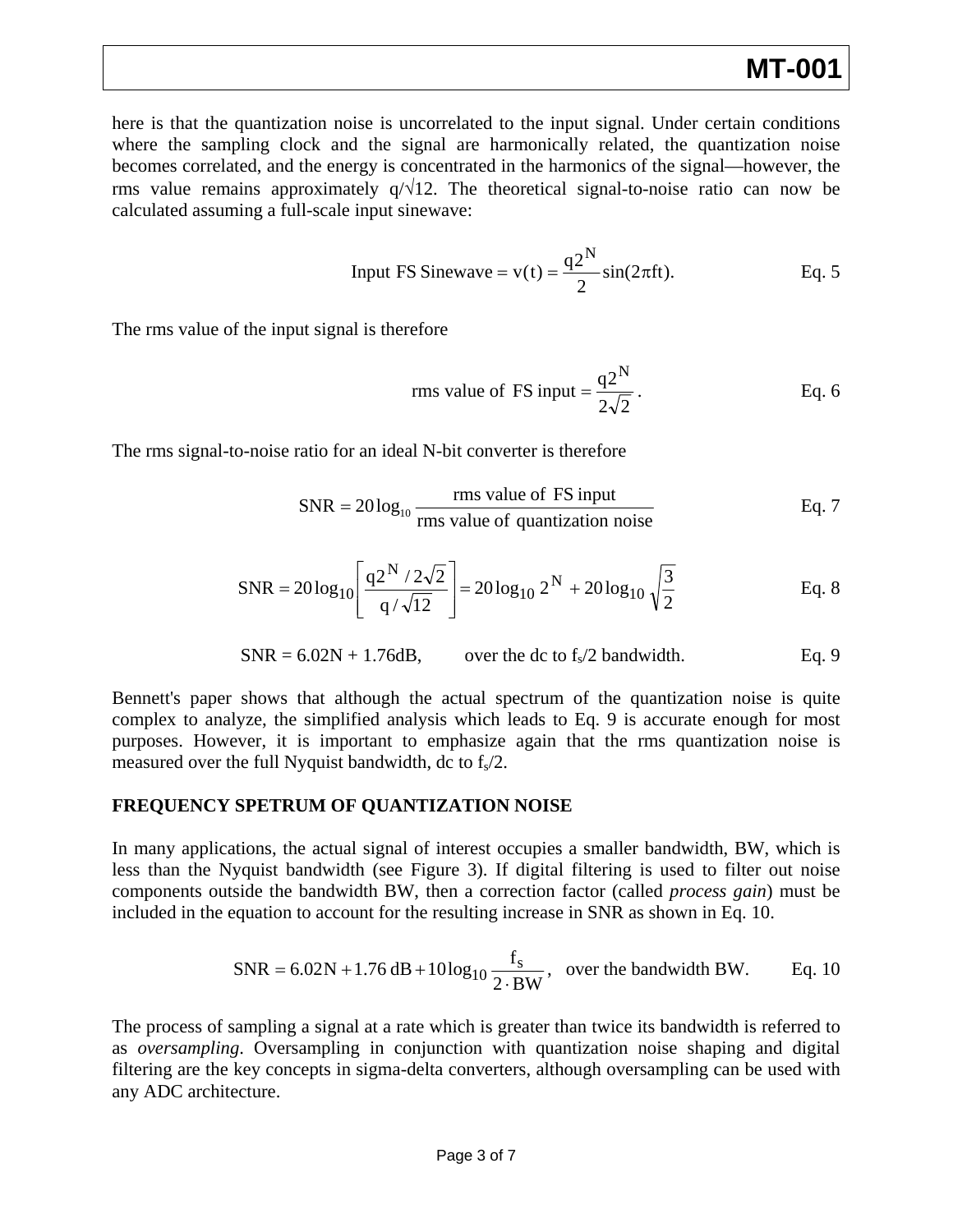here is that the quantization noise is uncorrelated to the input signal. Under certain conditions where the sampling clock and the signal are harmonically related, the quantization noise becomes correlated, and the energy is concentrated in the harmonics of the signal—however, the rms value remains approximately $q/\sqrt{12}$. The theoretical signal-to-noise ratio can now be calculated assuming a full-scale input sinewave:

$$\text{Input FS Sinewave} = v(t) = \frac{q2^N}{2}\sin(2\pi ft). \qquad \text{Eq. 5}$$

The rms value of the input signal is therefore

$$\text{rms value of FS input} = \frac{q2^N}{2\sqrt{2}}. \qquad \text{Eq. 6}$$

The rms signal-to-noise ratio for an ideal N-bit converter is therefore

$$\text{SNR} = 20\log_{10}\frac{\text{rms value of FS input}}{\text{rms value of quantization noise}} \qquad \text{Eq. 7}$$

$$\text{SNR} = 20\log_{10}\left[\frac{q2^N/2\sqrt{2}}{q/\sqrt{12}}\right] = 20\log_{10}2^N + 20\log_{10}\sqrt{\frac{3}{2}} \qquad \text{Eq. 8}$$

$$\text{SNR} = 6.02\text{N} + 1.76\text{dB}, \quad \text{over the dc to } f_s/2 \text{ bandwidth.} \qquad \text{Eq. 9}$$

Bennett's paper shows that although the actual spectrum of the quantization noise is quite complex to analyze, the simplified analysis which leads to Eq. 9 is accurate enough for most purposes. However, it is important to emphasize again that the rms quantization noise is measured over the full Nyquist bandwidth, dc to $f_s/2$.

**FREQUENCY SPETRUM OF QUANTIZATION NOISE**

In many applications, the actual signal of interest occupies a smaller bandwidth, BW, which is less than the Nyquist bandwidth (see Figure 3). If digital filtering is used to filter out noise components outside the bandwidth BW, then a correction factor (called *process gain*) must be included in the equation to account for the resulting increase in SNR as shown in Eq. 10.

$$\text{SNR} = 6.02\text{N} + 1.76\text{ dB} + 10\log_{10}\frac{f_s}{2\cdot\text{BW}}, \quad \text{over the bandwidth BW.} \qquad \text{Eq. 10}$$

The process of sampling a signal at a rate which is greater than twice its bandwidth is referred to as *oversampling*. Oversampling in conjunction with quantization noise shaping and digital filtering are the key concepts in sigma-delta converters, although oversampling can be used with any ADC architecture.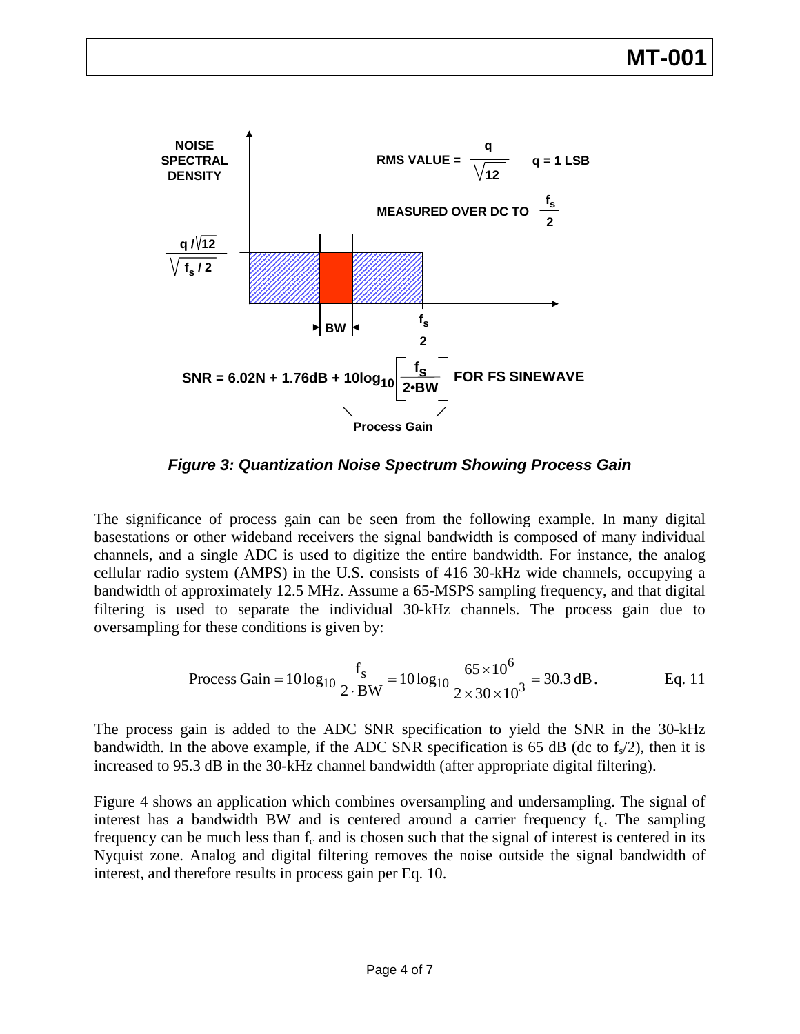NOISE SPECTRAL DENSITY

RMS VALUE = $\frac{q}{\sqrt{12}}$   q = 1 LSB

MEASURED OVER DC TO $\frac{f_s}{2}$

$\frac{q/\sqrt{12}}{\sqrt{f_s/2}}$

BW

$\frac{f_s}{2}$

$$\text{SNR} = 6.02N + 1.76\text{dB} + 10\log_{10}\left[\frac{f_S}{2 \cdot BW}\right] \text{ FOR FS SINEWAVE}$$

Process Gain

***Figure 3: Quantization Noise Spectrum Showing Process Gain***

The significance of process gain can be seen from the following example. In many digital basestations or other wideband receivers the signal bandwidth is composed of many individual channels, and a single ADC is used to digitize the entire bandwidth. For instance, the analog cellular radio system (AMPS) in the U.S. consists of 416 30-kHz wide channels, occupying a bandwidth of approximately 12.5 MHz. Assume a 65-MSPS sampling frequency, and that digital filtering is used to separate the individual 30-kHz channels. The process gain due to oversampling for these conditions is given by:

$$\text{Process Gain} = 10\log_{10}\frac{f_S}{2 \cdot \text{BW}} = 10\log_{10}\frac{65 \times 10^6}{2 \times 30 \times 10^3} = 30.3\,\text{dB}. \qquad \text{Eq. 11}$$

The process gain is added to the ADC SNR specification to yield the SNR in the 30-kHz bandwidth. In the above example, if the ADC SNR specification is 65 dB (dc to $f_s/2$), then it is increased to 95.3 dB in the 30-kHz channel bandwidth (after appropriate digital filtering).

Figure 4 shows an application which combines oversampling and undersampling. The signal of interest has a bandwidth BW and is centered around a carrier frequency $f_c$. The sampling frequency can be much less than $f_c$ and is chosen such that the signal of interest is centered in its Nyquist zone. Analog and digital filtering removes the noise outside the signal bandwidth of interest, and therefore results in process gain per Eq. 10.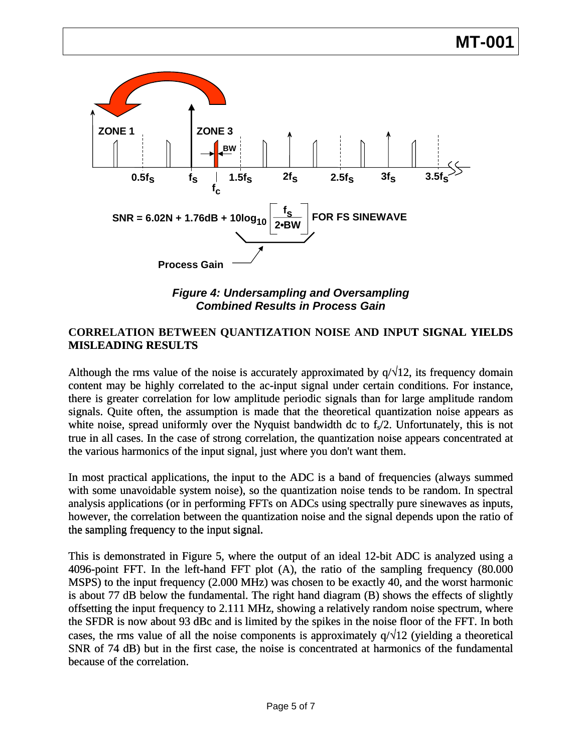$$\text{SNR} = 6.02N + 1.76\text{dB} + 10\log_{10}\left[\frac{f_s}{2 \bullet BW}\right] \quad \text{FOR FS SINEWAVE}$$

Process Gain

***Figure 4: Undersampling and Oversampling Combined Results in Process Gain***

## CORRELATION BETWEEN QUANTIZATION NOISE AND INPUT SIGNAL YIELDS MISLEADING RESULTS

Although the rms value of the noise is accurately approximated by $q/\sqrt{12}$, its frequency domain content may be highly correlated to the ac-input signal under certain conditions. For instance, there is greater correlation for low amplitude periodic signals than for large amplitude random signals. Quite often, the assumption is made that the theoretical quantization noise appears as white noise, spread uniformly over the Nyquist bandwidth dc to $f_s/2$. Unfortunately, this is not true in all cases. In the case of strong correlation, the quantization noise appears concentrated at the various harmonics of the input signal, just where you don't want them.

In most practical applications, the input to the ADC is a band of frequencies (always summed with some unavoidable system noise), so the quantization noise tends to be random. In spectral analysis applications (or in performing FFTs on ADCs using spectrally pure sinewaves as inputs, however, the correlation between the quantization noise and the signal depends upon the ratio of the sampling frequency to the input signal.

This is demonstrated in Figure 5, where the output of an ideal 12-bit ADC is analyzed using a 4096-point FFT. In the left-hand FFT plot (A), the ratio of the sampling frequency (80.000 MSPS) to the input frequency (2.000 MHz) was chosen to be exactly 40, and the worst harmonic is about 77 dB below the fundamental. The right hand diagram (B) shows the effects of slightly offsetting the input frequency to 2.111 MHz, showing a relatively random noise spectrum, where the SFDR is now about 93 dBc and is limited by the spikes in the noise floor of the FFT. In both cases, the rms value of all the noise components is approximately $q/\sqrt{12}$ (yielding a theoretical SNR of 74 dB) but in the first case, the noise is concentrated at harmonics of the fundamental because of the correlation.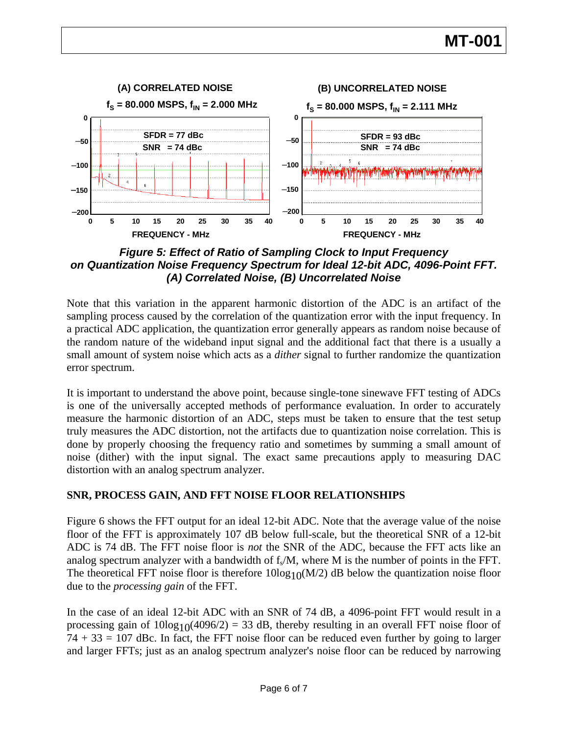**Figure 5: Effect of Ratio of Sampling Clock to Input Frequency on Quantization Noise Frequency Spectrum for Ideal 12-bit ADC, 4096-Point FFT. (A) Correlated Noise, (B) Uncorrelated Noise**

Note that this variation in the apparent harmonic distortion of the ADC is an artifact of the sampling process caused by the correlation of the quantization error with the input frequency. In a practical ADC application, the quantization error generally appears as random noise because of the random nature of the wideband input signal and the additional fact that there is a usually a small amount of system noise which acts as a *dither* signal to further randomize the quantization error spectrum.

It is important to understand the above point, because single-tone sinewave FFT testing of ADCs is one of the universally accepted methods of performance evaluation. In order to accurately measure the harmonic distortion of an ADC, steps must be taken to ensure that the test setup truly measures the ADC distortion, not the artifacts due to quantization noise correlation. This is done by properly choosing the frequency ratio and sometimes by summing a small amount of noise (dither) with the input signal. The exact same precautions apply to measuring DAC distortion with an analog spectrum analyzer.

## SNR, PROCESS GAIN, AND FFT NOISE FLOOR RELATIONSHIPS

Figure 6 shows the FFT output for an ideal 12-bit ADC. Note that the average value of the noise floor of the FFT is approximately 107 dB below full-scale, but the theoretical SNR of a 12-bit ADC is 74 dB. The FFT noise floor is *not* the SNR of the ADC, because the FFT acts like an analog spectrum analyzer with a bandwidth of $f_s/M$, where M is the number of points in the FFT. The theoretical FFT noise floor is therefore $10\log_{10}(M/2)$ dB below the quantization noise floor due to the *processing gain* of the FFT.

In the case of an ideal 12-bit ADC with an SNR of 74 dB, a 4096-point FFT would result in a processing gain of $10\log_{10}(4096/2) = 33$ dB, thereby resulting in an overall FFT noise floor of $74 + 33 = 107$ dBc. In fact, the FFT noise floor can be reduced even further by going to larger and larger FFTs; just as an analog spectrum analyzer's noise floor can be reduced by narrowing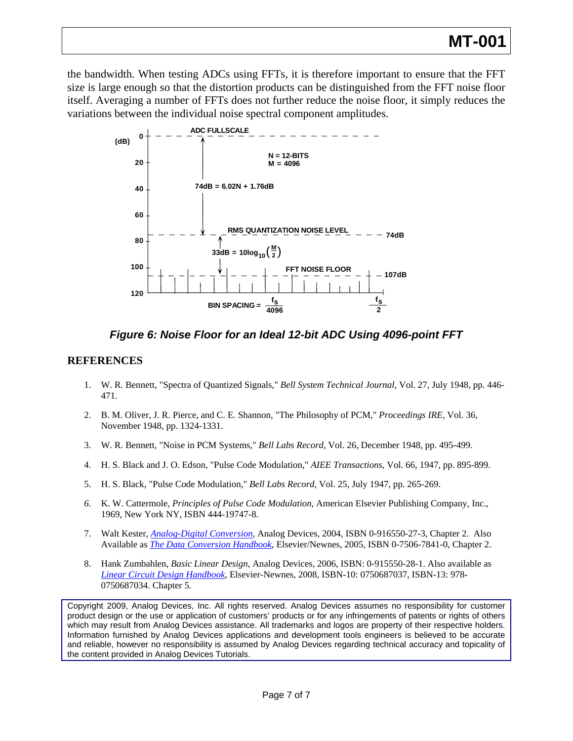the bandwidth. When testing ADCs using FFTs, it is therefore important to ensure that the FFT size is large enough so that the distortion products can be distinguished from the FFT noise floor itself. Averaging a number of FFTs does not further reduce the noise floor, it simply reduces the variations between the individual noise spectral component amplitudes.

(dB)

0

20

40

60

80

100

120

ADC FULLSCALE

N = 12-BITS
M = 4096

74dB = 6.02N + 1.76dB

RMS QUANTIZATION NOISE LEVEL

74dB

$33\text{dB} = 10\log_{10}\left(\frac{M}{2}\right)$

FFT NOISE FLOOR

107dB

BIN SPACING = $\frac{f_s}{4096}$

$\frac{f_s}{2}$

***Figure 6: Noise Floor for an Ideal 12-bit ADC Using 4096-point FFT***

## REFERENCES

1. W. R. Bennett, "Spectra of Quantized Signals," *Bell System Technical Journal*, Vol. 27, July 1948, pp. 446-471.

2. B. M. Oliver, J. R. Pierce, and C. E. Shannon, "The Philosophy of PCM," *Proceedings IRE*, Vol. 36, November 1948, pp. 1324-1331.

3. W. R. Bennett, "Noise in PCM Systems," *Bell Labs Record*, Vol. 26, December 1948, pp. 495-499.

4. H. S. Black and J. O. Edson, "Pulse Code Modulation," *AIEE Transactions*, Vol. 66, 1947, pp. 895-899.

5. H. S. Black, "Pulse Code Modulation," *Bell Labs Record*, Vol. 25, July 1947, pp. 265-269.

6. K. W. Cattermole, *Principles of Pulse Code Modulation*, American Elsevier Publishing Company, Inc., 1969, New York NY, ISBN 444-19747-8.

7. Walt Kester, *Analog-Digital Conversion*, Analog Devices, 2004, ISBN 0-916550-27-3, Chapter 2. Also Available as *The Data Conversion Handbook*, Elsevier/Newnes, 2005, ISBN 0-7506-7841-0, Chapter 2.

8. Hank Zumbahlen, *Basic Linear Design*, Analog Devices, 2006, ISBN: 0-915550-28-1. Also available as *Linear Circuit Design Handbook*, Elsevier-Newnes, 2008, ISBN-10: 0750687037, ISBN-13: 978-0750687034. Chapter 5.

Copyright 2009, Analog Devices, Inc. All rights reserved. Analog Devices assumes no responsibility for customer product design or the use or application of customers' products or for any infringements of patents or rights of others which may result from Analog Devices assistance. All trademarks and logos are property of their respective holders. Information furnished by Analog Devices applications and development tools engineers is believed to be accurate and reliable, however no responsibility is assumed by Analog Devices regarding technical accuracy and topicality of the content provided in Analog Devices Tutorials.